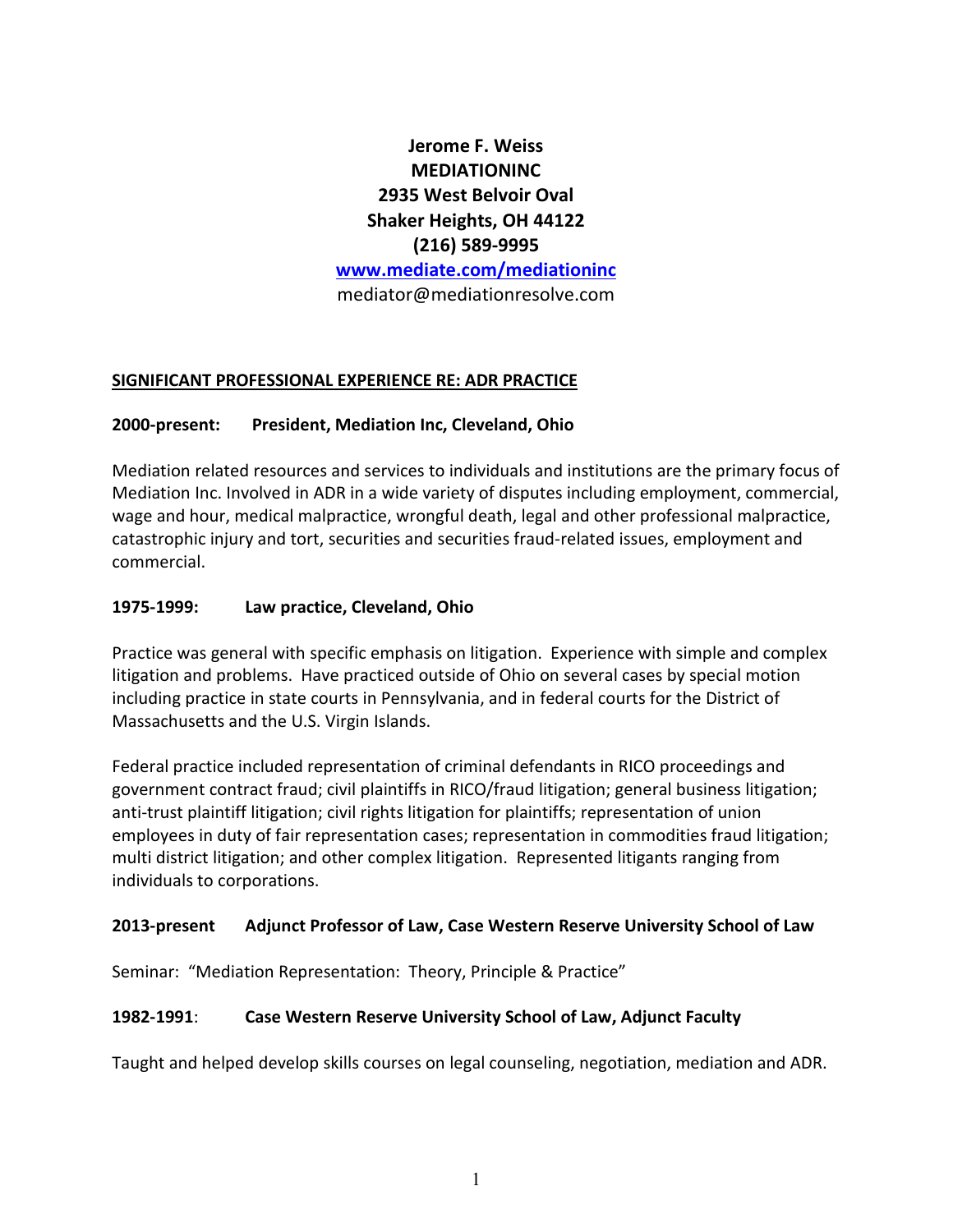**Jerome F. Weiss**
**MEDIATIONINC**
**2935 West Belvoir Oval**
**Shaker Heights, OH 44122**
**(216) 589-9995**
**[www.mediate.com/mediationinc](http://www.mediate.com/mediationinc)**
mediator@mediationresolve.com

## SIGNIFICANT PROFESSIONAL EXPERIENCE RE: ADR PRACTICE

**2000-present: President, Mediation Inc, Cleveland, Ohio**

Mediation related resources and services to individuals and institutions are the primary focus of Mediation Inc. Involved in ADR in a wide variety of disputes including employment, commercial, wage and hour, medical malpractice, wrongful death, legal and other professional malpractice, catastrophic injury and tort, securities and securities fraud-related issues, employment and commercial.

**1975-1999: Law practice, Cleveland, Ohio**

Practice was general with specific emphasis on litigation. Experience with simple and complex litigation and problems. Have practiced outside of Ohio on several cases by special motion including practice in state courts in Pennsylvania, and in federal courts for the District of Massachusetts and the U.S. Virgin Islands.

Federal practice included representation of criminal defendants in RICO proceedings and government contract fraud; civil plaintiffs in RICO/fraud litigation; general business litigation; anti-trust plaintiff litigation; civil rights litigation for plaintiffs; representation of union employees in duty of fair representation cases; representation in commodities fraud litigation; multi district litigation; and other complex litigation. Represented litigants ranging from individuals to corporations.

**2013-present Adjunct Professor of Law, Case Western Reserve University School of Law**

Seminar: "Mediation Representation: Theory, Principle & Practice"

**1982-1991**: **Case Western Reserve University School of Law, Adjunct Faculty**

Taught and helped develop skills courses on legal counseling, negotiation, mediation and ADR.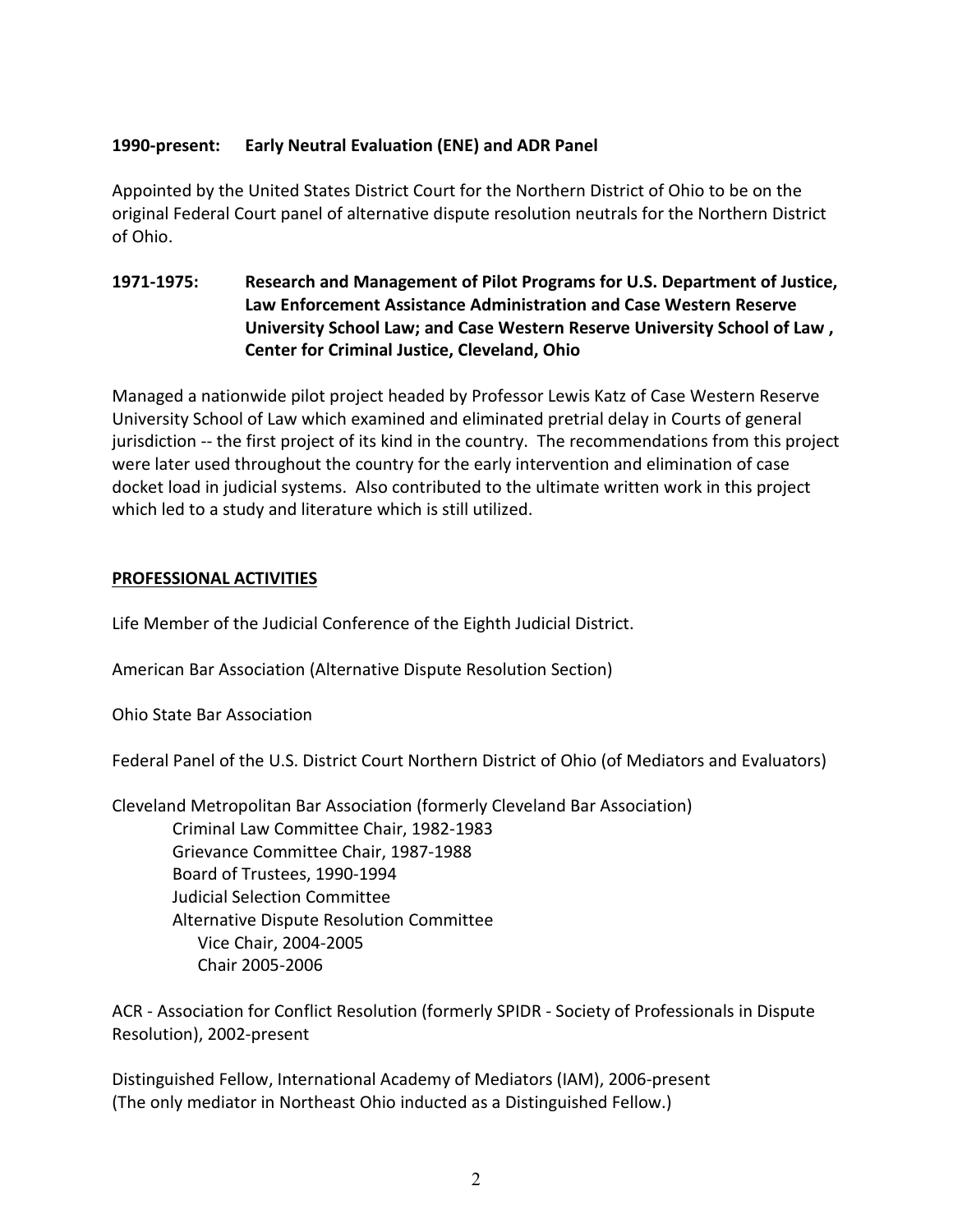**1990-present: Early Neutral Evaluation (ENE) and ADR Panel**

Appointed by the United States District Court for the Northern District of Ohio to be on the original Federal Court panel of alternative dispute resolution neutrals for the Northern District of Ohio.

**1971-1975: Research and Management of Pilot Programs for U.S. Department of Justice, Law Enforcement Assistance Administration and Case Western Reserve University School Law; and Case Western Reserve University School of Law , Center for Criminal Justice, Cleveland, Ohio**

Managed a nationwide pilot project headed by Professor Lewis Katz of Case Western Reserve University School of Law which examined and eliminated pretrial delay in Courts of general jurisdiction -- the first project of its kind in the country. The recommendations from this project were later used throughout the country for the early intervention and elimination of case docket load in judicial systems. Also contributed to the ultimate written work in this project which led to a study and literature which is still utilized.

**PROFESSIONAL ACTIVITIES**

Life Member of the Judicial Conference of the Eighth Judicial District.

American Bar Association (Alternative Dispute Resolution Section)

Ohio State Bar Association

Federal Panel of the U.S. District Court Northern District of Ohio (of Mediators and Evaluators)

Cleveland Metropolitan Bar Association (formerly Cleveland Bar Association)
- Criminal Law Committee Chair, 1982-1983
- Grievance Committee Chair, 1987-1988
- Board of Trustees, 1990-1994
- Judicial Selection Committee
- Alternative Dispute Resolution Committee
  - Vice Chair, 2004-2005
  - Chair 2005-2006

ACR - Association for Conflict Resolution (formerly SPIDR - Society of Professionals in Dispute Resolution), 2002-present

Distinguished Fellow, International Academy of Mediators (IAM), 2006-present
(The only mediator in Northeast Ohio inducted as a Distinguished Fellow.)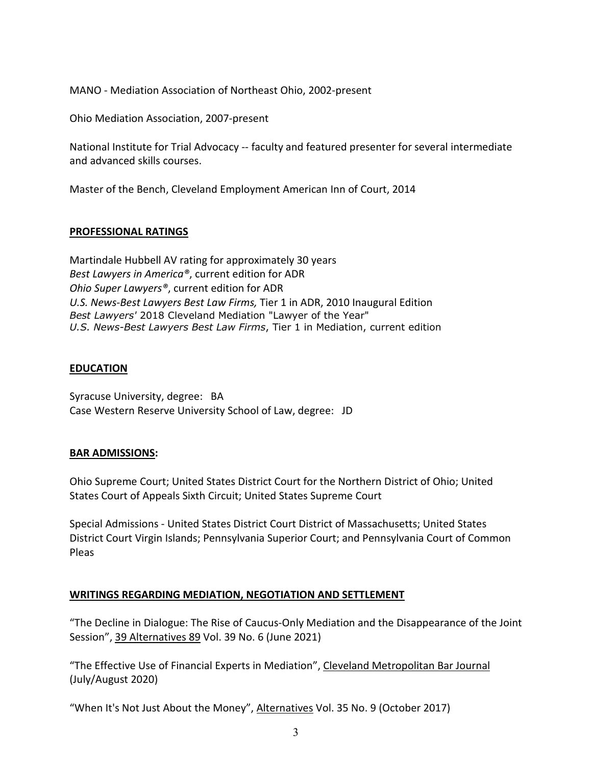MANO - Mediation Association of Northeast Ohio, 2002-present

Ohio Mediation Association, 2007-present

National Institute for Trial Advocacy -- faculty and featured presenter for several intermediate and advanced skills courses.

Master of the Bench, Cleveland Employment American Inn of Court, 2014

## **PROFESSIONAL RATINGS**

Martindale Hubbell AV rating for approximately 30 years
*Best Lawyers in America®*, current edition for ADR
*Ohio Super Lawyers®*, current edition for ADR
*U.S. News-Best Lawyers Best Law Firms,* Tier 1 in ADR, 2010 Inaugural Edition
*Best Lawyers'* 2018 Cleveland Mediation "Lawyer of the Year"
*U.S. News-Best Lawyers Best Law Firms*, Tier 1 in Mediation, current edition

## **EDUCATION**

Syracuse University, degree: BA
Case Western Reserve University School of Law, degree: JD

## **BAR ADMISSIONS:**

Ohio Supreme Court; United States District Court for the Northern District of Ohio; United States Court of Appeals Sixth Circuit; United States Supreme Court

Special Admissions - United States District Court District of Massachusetts; United States District Court Virgin Islands; Pennsylvania Superior Court; and Pennsylvania Court of Common Pleas

## **WRITINGS REGARDING MEDIATION, NEGOTIATION AND SETTLEMENT**

"The Decline in Dialogue: The Rise of Caucus-Only Mediation and the Disappearance of the Joint Session", 39 Alternatives 89 Vol. 39 No. 6 (June 2021)

"The Effective Use of Financial Experts in Mediation", Cleveland Metropolitan Bar Journal (July/August 2020)

"When It's Not Just About the Money", Alternatives Vol. 35 No. 9 (October 2017)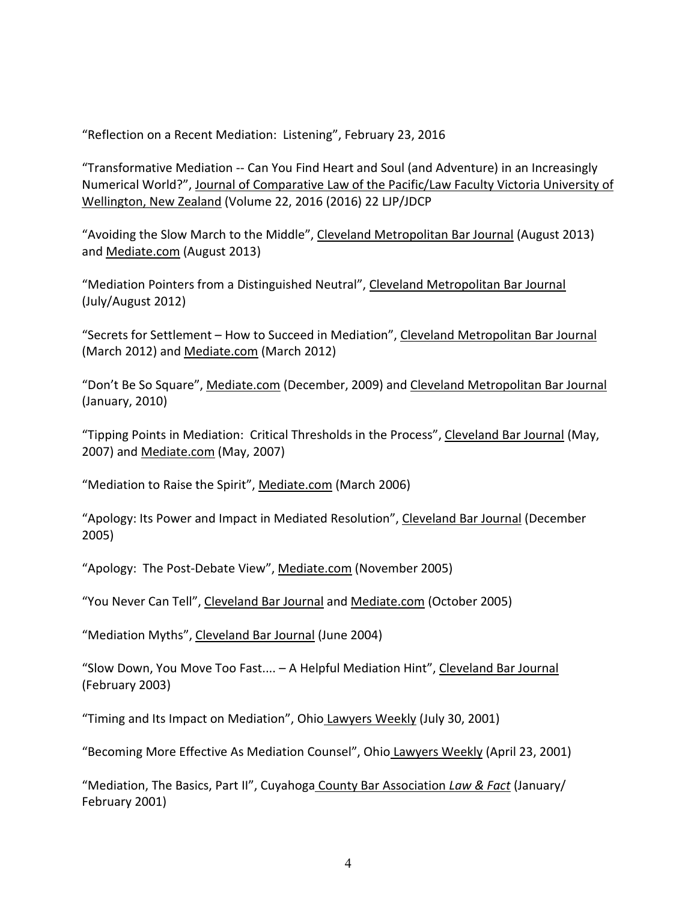"Reflection on a Recent Mediation: Listening", February 23, 2016

"Transformative Mediation -- Can You Find Heart and Soul (and Adventure) in an Increasingly Numerical World?", Journal of Comparative Law of the Pacific/Law Faculty Victoria University of Wellington, New Zealand (Volume 22, 2016 (2016) 22 LJP/JDCP

"Avoiding the Slow March to the Middle", Cleveland Metropolitan Bar Journal (August 2013) and Mediate.com (August 2013)

"Mediation Pointers from a Distinguished Neutral", Cleveland Metropolitan Bar Journal (July/August 2012)

"Secrets for Settlement – How to Succeed in Mediation", Cleveland Metropolitan Bar Journal (March 2012) and Mediate.com (March 2012)

"Don't Be So Square", Mediate.com (December, 2009) and Cleveland Metropolitan Bar Journal (January, 2010)

"Tipping Points in Mediation: Critical Thresholds in the Process", Cleveland Bar Journal (May, 2007) and Mediate.com (May, 2007)

"Mediation to Raise the Spirit", Mediate.com (March 2006)

"Apology: Its Power and Impact in Mediated Resolution", Cleveland Bar Journal (December 2005)

"Apology: The Post-Debate View", Mediate.com (November 2005)

"You Never Can Tell", Cleveland Bar Journal and Mediate.com (October 2005)

"Mediation Myths", Cleveland Bar Journal (June 2004)

"Slow Down, You Move Too Fast.... – A Helpful Mediation Hint", Cleveland Bar Journal (February 2003)

"Timing and Its Impact on Mediation", Ohio Lawyers Weekly (July 30, 2001)

"Becoming More Effective As Mediation Counsel", Ohio Lawyers Weekly (April 23, 2001)

"Mediation, The Basics, Part II", Cuyahoga County Bar Association *Law & Fact* (January/ February 2001)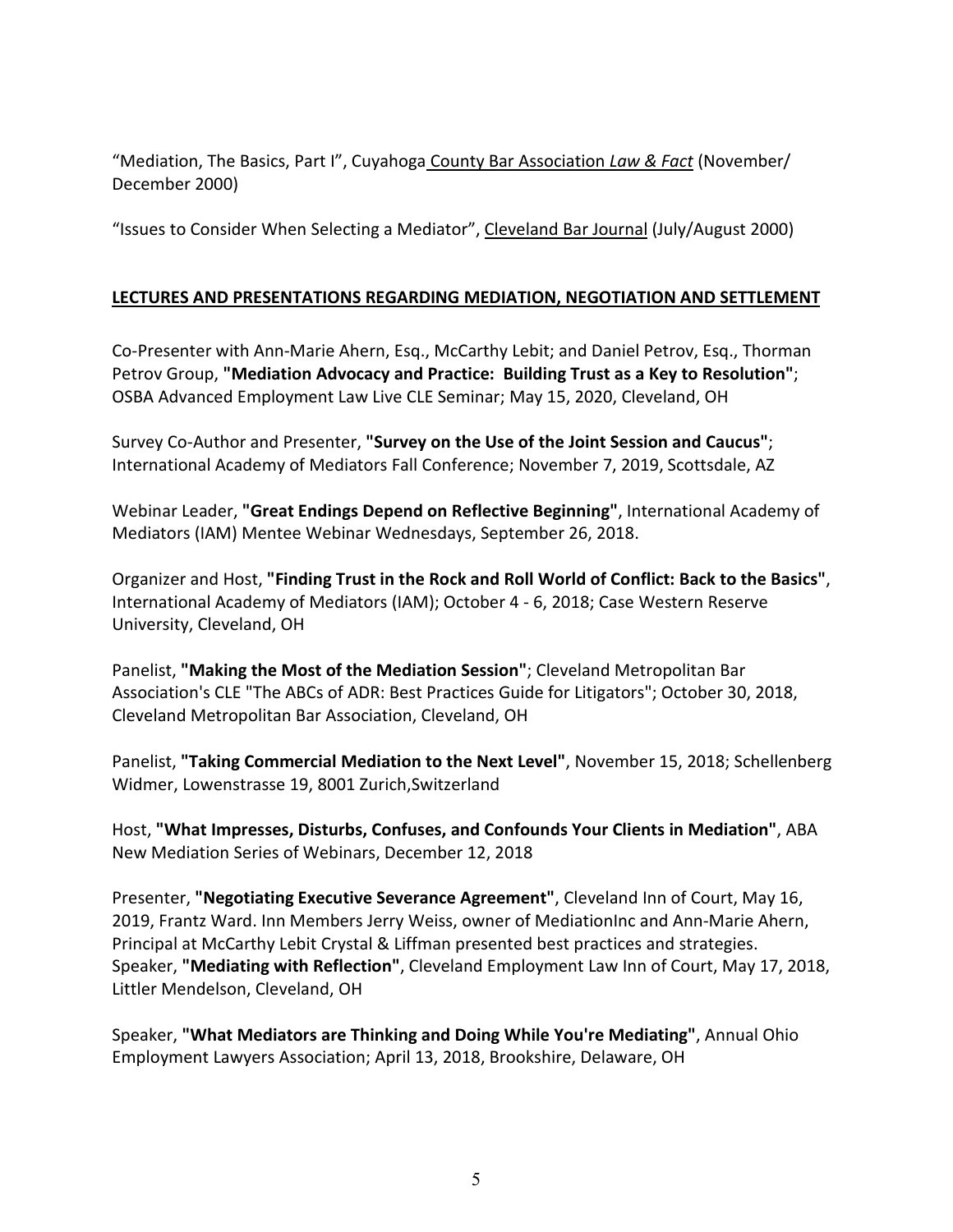"Mediation, The Basics, Part I", Cuyahoga County Bar Association *Law & Fact* (November/ December 2000)

"Issues to Consider When Selecting a Mediator", Cleveland Bar Journal (July/August 2000)

## LECTURES AND PRESENTATIONS REGARDING MEDIATION, NEGOTIATION AND SETTLEMENT

Co-Presenter with Ann-Marie Ahern, Esq., McCarthy Lebit; and Daniel Petrov, Esq., Thorman Petrov Group, **"Mediation Advocacy and Practice: Building Trust as a Key to Resolution"**; OSBA Advanced Employment Law Live CLE Seminar; May 15, 2020, Cleveland, OH

Survey Co-Author and Presenter, **"Survey on the Use of the Joint Session and Caucus"**; International Academy of Mediators Fall Conference; November 7, 2019, Scottsdale, AZ

Webinar Leader, **"Great Endings Depend on Reflective Beginning"**, International Academy of Mediators (IAM) Mentee Webinar Wednesdays, September 26, 2018.

Organizer and Host, **"Finding Trust in the Rock and Roll World of Conflict: Back to the Basics"**, International Academy of Mediators (IAM); October 4 - 6, 2018; Case Western Reserve University, Cleveland, OH

Panelist, **"Making the Most of the Mediation Session"**; Cleveland Metropolitan Bar Association's CLE "The ABCs of ADR: Best Practices Guide for Litigators"; October 30, 2018, Cleveland Metropolitan Bar Association, Cleveland, OH

Panelist, **"Taking Commercial Mediation to the Next Level"**, November 15, 2018; Schellenberg Widmer, Lowenstrasse 19, 8001 Zurich,Switzerland

Host, **"What Impresses, Disturbs, Confuses, and Confounds Your Clients in Mediation"**, ABA New Mediation Series of Webinars, December 12, 2018

Presenter, **"Negotiating Executive Severance Agreement"**, Cleveland Inn of Court, May 16, 2019, Frantz Ward. Inn Members Jerry Weiss, owner of MediationInc and Ann-Marie Ahern, Principal at McCarthy Lebit Crystal & Liffman presented best practices and strategies.
Speaker, **"Mediating with Reflection"**, Cleveland Employment Law Inn of Court, May 17, 2018, Littler Mendelson, Cleveland, OH

Speaker, **"What Mediators are Thinking and Doing While You're Mediating"**, Annual Ohio Employment Lawyers Association; April 13, 2018, Brookshire, Delaware, OH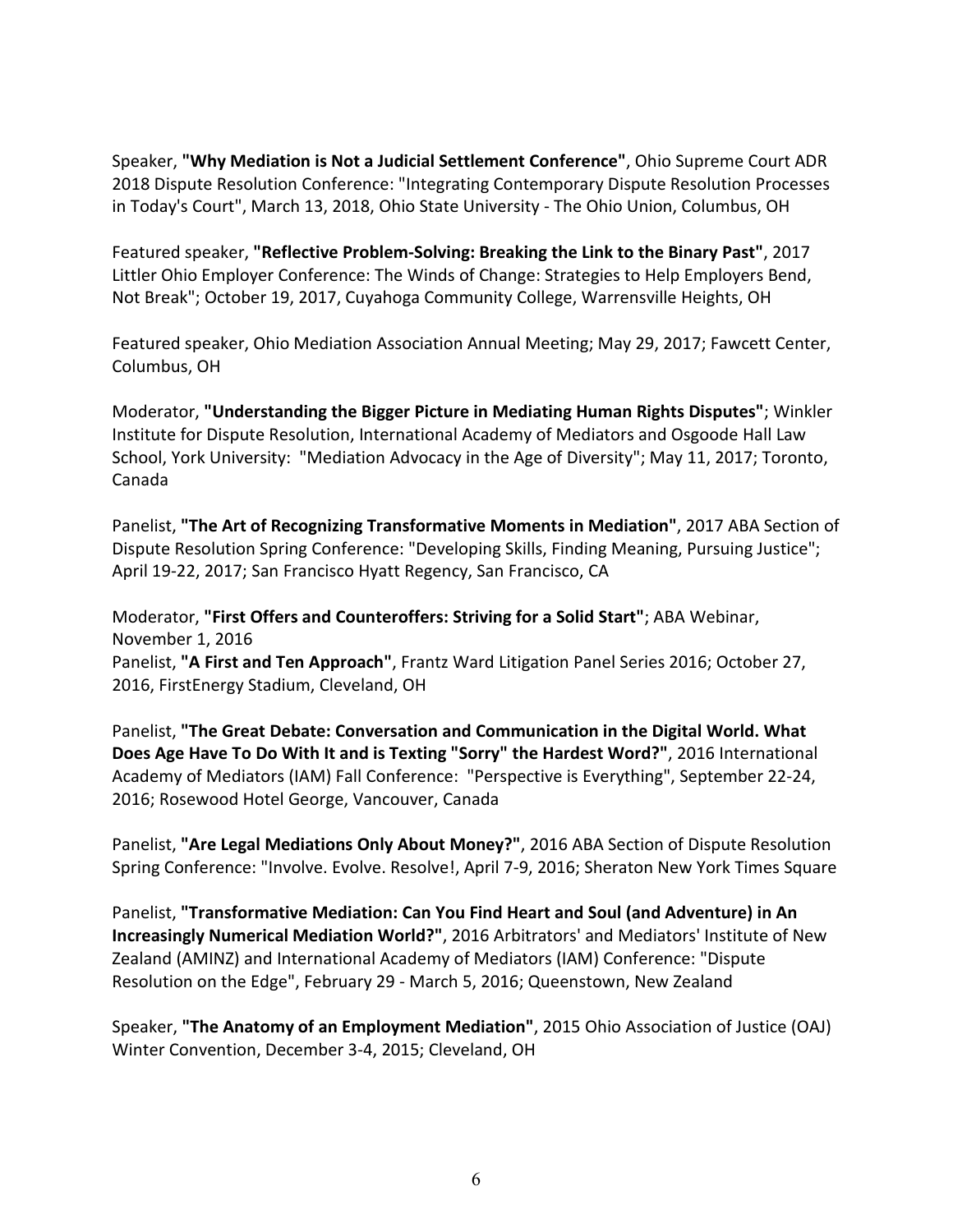Speaker, **"Why Mediation is Not a Judicial Settlement Conference"**, Ohio Supreme Court ADR 2018 Dispute Resolution Conference: "Integrating Contemporary Dispute Resolution Processes in Today's Court", March 13, 2018, Ohio State University - The Ohio Union, Columbus, OH

Featured speaker, **"Reflective Problem-Solving: Breaking the Link to the Binary Past"**, 2017 Littler Ohio Employer Conference: The Winds of Change: Strategies to Help Employers Bend, Not Break"; October 19, 2017, Cuyahoga Community College, Warrensville Heights, OH

Featured speaker, Ohio Mediation Association Annual Meeting; May 29, 2017; Fawcett Center, Columbus, OH

Moderator, **"Understanding the Bigger Picture in Mediating Human Rights Disputes"**; Winkler Institute for Dispute Resolution, International Academy of Mediators and Osgoode Hall Law School, York University: "Mediation Advocacy in the Age of Diversity"; May 11, 2017; Toronto, Canada

Panelist, **"The Art of Recognizing Transformative Moments in Mediation"**, 2017 ABA Section of Dispute Resolution Spring Conference: "Developing Skills, Finding Meaning, Pursuing Justice"; April 19-22, 2017; San Francisco Hyatt Regency, San Francisco, CA

Moderator, **"First Offers and Counteroffers: Striving for a Solid Start"**; ABA Webinar, November 1, 2016

Panelist, **"A First and Ten Approach"**, Frantz Ward Litigation Panel Series 2016; October 27, 2016, FirstEnergy Stadium, Cleveland, OH

Panelist, **"The Great Debate: Conversation and Communication in the Digital World. What Does Age Have To Do With It and is Texting "Sorry" the Hardest Word?"**, 2016 International Academy of Mediators (IAM) Fall Conference: "Perspective is Everything", September 22-24, 2016; Rosewood Hotel George, Vancouver, Canada

Panelist, **"Are Legal Mediations Only About Money?"**, 2016 ABA Section of Dispute Resolution Spring Conference: "Involve. Evolve. Resolve!, April 7-9, 2016; Sheraton New York Times Square

Panelist, **"Transformative Mediation: Can You Find Heart and Soul (and Adventure) in An Increasingly Numerical Mediation World?"**, 2016 Arbitrators' and Mediators' Institute of New Zealand (AMINZ) and International Academy of Mediators (IAM) Conference: "Dispute Resolution on the Edge", February 29 - March 5, 2016; Queenstown, New Zealand

Speaker, **"The Anatomy of an Employment Mediation"**, 2015 Ohio Association of Justice (OAJ) Winter Convention, December 3-4, 2015; Cleveland, OH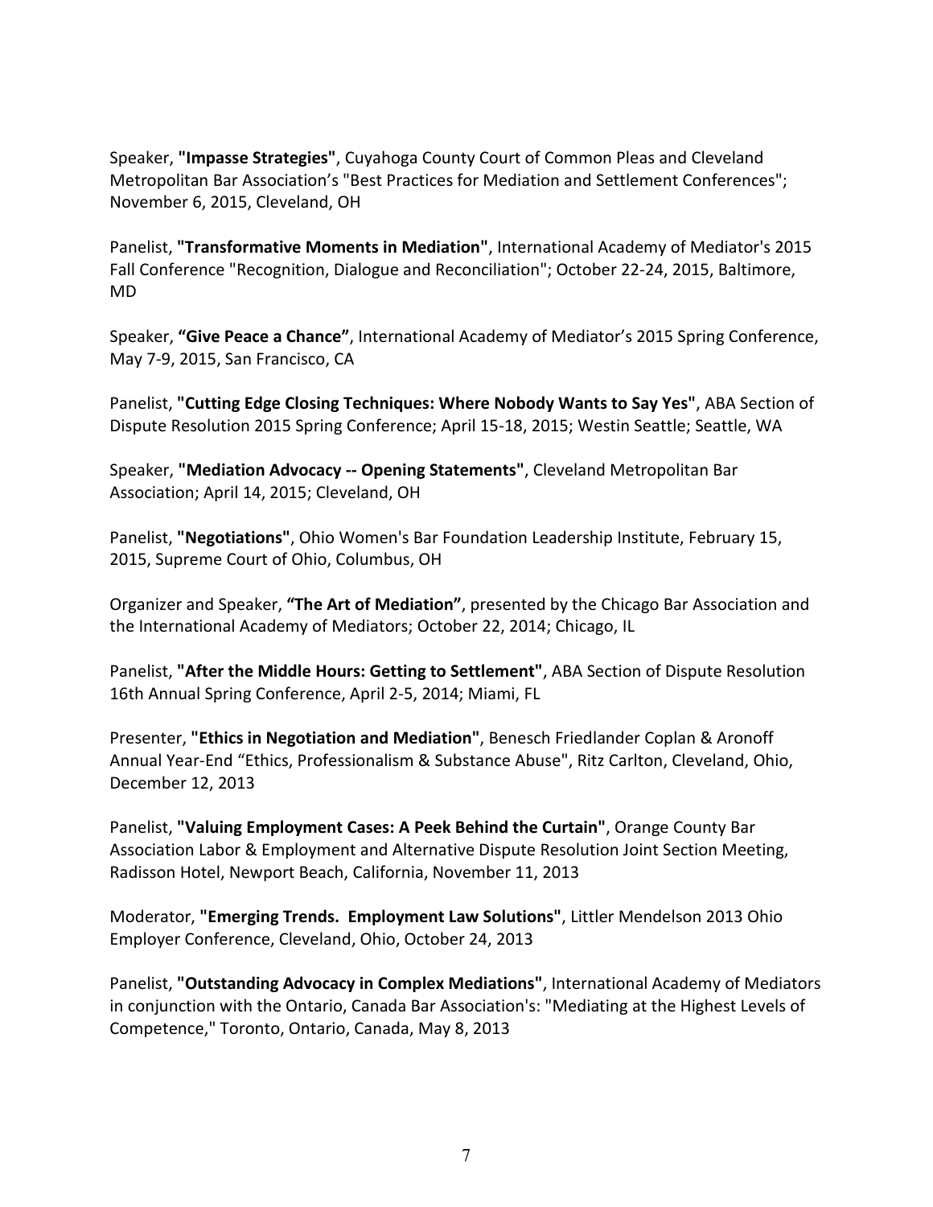Speaker, **"Impasse Strategies"**, Cuyahoga County Court of Common Pleas and Cleveland Metropolitan Bar Association's "Best Practices for Mediation and Settlement Conferences"; November 6, 2015, Cleveland, OH

Panelist, **"Transformative Moments in Mediation"**, International Academy of Mediator's 2015 Fall Conference "Recognition, Dialogue and Reconciliation"; October 22-24, 2015, Baltimore, MD

Speaker, **"Give Peace a Chance"**, International Academy of Mediator's 2015 Spring Conference, May 7-9, 2015, San Francisco, CA

Panelist, **"Cutting Edge Closing Techniques: Where Nobody Wants to Say Yes"**, ABA Section of Dispute Resolution 2015 Spring Conference; April 15-18, 2015; Westin Seattle; Seattle, WA

Speaker, **"Mediation Advocacy -- Opening Statements"**, Cleveland Metropolitan Bar Association; April 14, 2015; Cleveland, OH

Panelist, **"Negotiations"**, Ohio Women's Bar Foundation Leadership Institute, February 15, 2015, Supreme Court of Ohio, Columbus, OH

Organizer and Speaker, **"The Art of Mediation"**, presented by the Chicago Bar Association and the International Academy of Mediators; October 22, 2014; Chicago, IL

Panelist, **"After the Middle Hours: Getting to Settlement"**, ABA Section of Dispute Resolution 16th Annual Spring Conference, April 2-5, 2014; Miami, FL

Presenter, **"Ethics in Negotiation and Mediation"**, Benesch Friedlander Coplan & Aronoff Annual Year-End "Ethics, Professionalism & Substance Abuse", Ritz Carlton, Cleveland, Ohio, December 12, 2013

Panelist, **"Valuing Employment Cases: A Peek Behind the Curtain"**, Orange County Bar Association Labor & Employment and Alternative Dispute Resolution Joint Section Meeting, Radisson Hotel, Newport Beach, California, November 11, 2013

Moderator, **"Emerging Trends. Employment Law Solutions"**, Littler Mendelson 2013 Ohio Employer Conference, Cleveland, Ohio, October 24, 2013

Panelist, **"Outstanding Advocacy in Complex Mediations"**, International Academy of Mediators in conjunction with the Ontario, Canada Bar Association's: "Mediating at the Highest Levels of Competence," Toronto, Ontario, Canada, May 8, 2013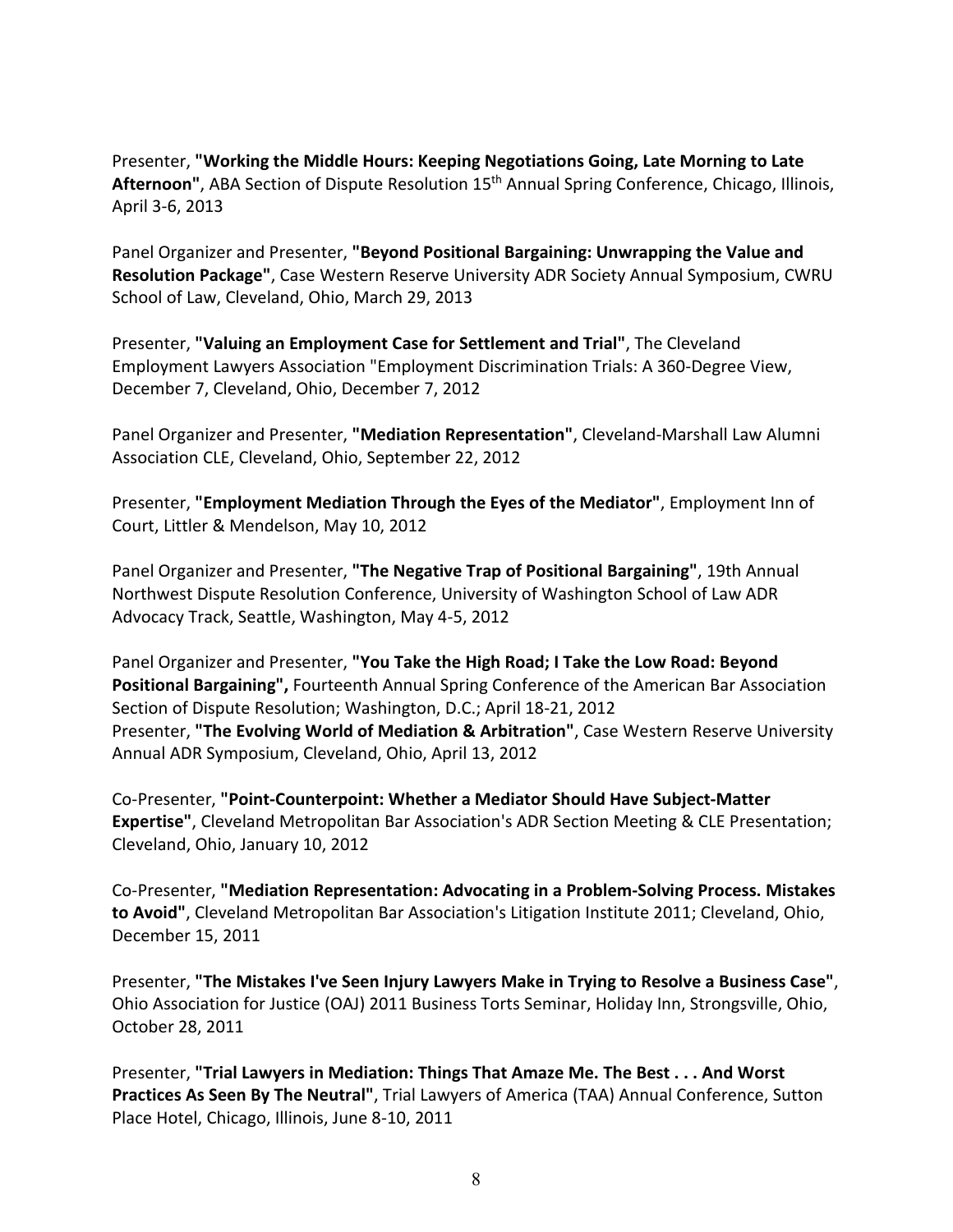Presenter, **"Working the Middle Hours: Keeping Negotiations Going, Late Morning to Late Afternoon"**, ABA Section of Dispute Resolution 15th Annual Spring Conference, Chicago, Illinois, April 3-6, 2013

Panel Organizer and Presenter, **"Beyond Positional Bargaining: Unwrapping the Value and Resolution Package"**, Case Western Reserve University ADR Society Annual Symposium, CWRU School of Law, Cleveland, Ohio, March 29, 2013

Presenter, **"Valuing an Employment Case for Settlement and Trial"**, The Cleveland Employment Lawyers Association "Employment Discrimination Trials: A 360-Degree View, December 7, Cleveland, Ohio, December 7, 2012

Panel Organizer and Presenter, **"Mediation Representation"**, Cleveland-Marshall Law Alumni Association CLE, Cleveland, Ohio, September 22, 2012

Presenter, **"Employment Mediation Through the Eyes of the Mediator"**, Employment Inn of Court, Littler & Mendelson, May 10, 2012

Panel Organizer and Presenter, **"The Negative Trap of Positional Bargaining"**, 19th Annual Northwest Dispute Resolution Conference, University of Washington School of Law ADR Advocacy Track, Seattle, Washington, May 4-5, 2012

Panel Organizer and Presenter, **"You Take the High Road; I Take the Low Road: Beyond Positional Bargaining",** Fourteenth Annual Spring Conference of the American Bar Association Section of Dispute Resolution; Washington, D.C.; April 18-21, 2012

Presenter, **"The Evolving World of Mediation & Arbitration"**, Case Western Reserve University Annual ADR Symposium, Cleveland, Ohio, April 13, 2012

Co-Presenter, **"Point-Counterpoint: Whether a Mediator Should Have Subject-Matter Expertise"**, Cleveland Metropolitan Bar Association's ADR Section Meeting & CLE Presentation; Cleveland, Ohio, January 10, 2012

Co-Presenter, **"Mediation Representation: Advocating in a Problem-Solving Process. Mistakes to Avoid"**, Cleveland Metropolitan Bar Association's Litigation Institute 2011; Cleveland, Ohio, December 15, 2011

Presenter, **"The Mistakes I've Seen Injury Lawyers Make in Trying to Resolve a Business Case"**, Ohio Association for Justice (OAJ) 2011 Business Torts Seminar, Holiday Inn, Strongsville, Ohio, October 28, 2011

Presenter, **"Trial Lawyers in Mediation: Things That Amaze Me. The Best . . . And Worst Practices As Seen By The Neutral"**, Trial Lawyers of America (TAA) Annual Conference, Sutton Place Hotel, Chicago, Illinois, June 8-10, 2011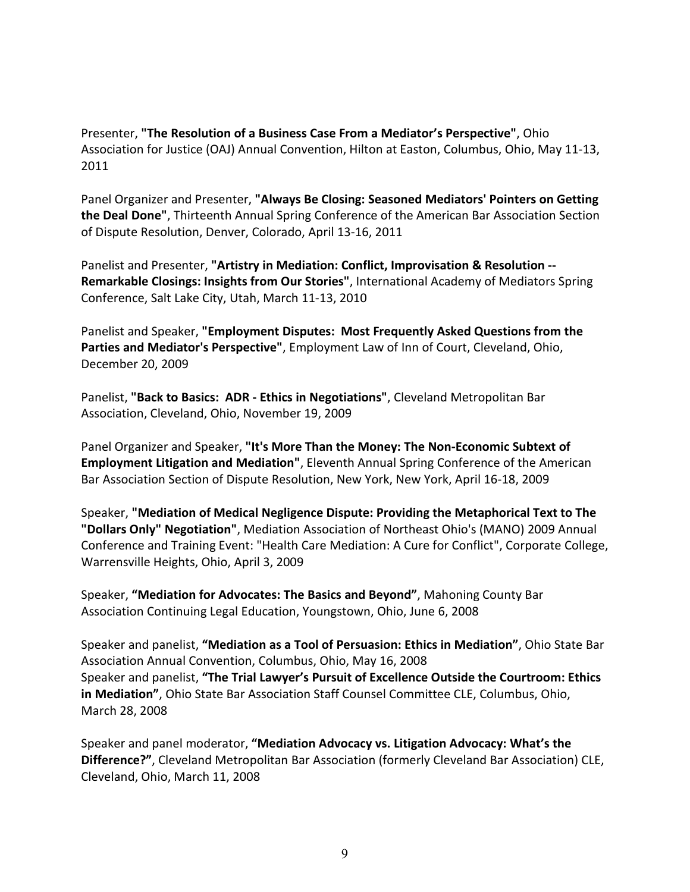Presenter, **"The Resolution of a Business Case From a Mediator's Perspective"**, Ohio Association for Justice (OAJ) Annual Convention, Hilton at Easton, Columbus, Ohio, May 11-13, 2011

Panel Organizer and Presenter, **"Always Be Closing: Seasoned Mediators' Pointers on Getting the Deal Done"**, Thirteenth Annual Spring Conference of the American Bar Association Section of Dispute Resolution, Denver, Colorado, April 13-16, 2011

Panelist and Presenter, **"Artistry in Mediation: Conflict, Improvisation & Resolution -- Remarkable Closings: Insights from Our Stories"**, International Academy of Mediators Spring Conference, Salt Lake City, Utah, March 11-13, 2010

Panelist and Speaker, **"Employment Disputes: Most Frequently Asked Questions from the Parties and Mediator's Perspective"**, Employment Law of Inn of Court, Cleveland, Ohio, December 20, 2009

Panelist, **"Back to Basics: ADR - Ethics in Negotiations"**, Cleveland Metropolitan Bar Association, Cleveland, Ohio, November 19, 2009

Panel Organizer and Speaker, **"It's More Than the Money: The Non-Economic Subtext of Employment Litigation and Mediation"**, Eleventh Annual Spring Conference of the American Bar Association Section of Dispute Resolution, New York, New York, April 16-18, 2009

Speaker, **"Mediation of Medical Negligence Dispute: Providing the Metaphorical Text to The "Dollars Only" Negotiation"**, Mediation Association of Northeast Ohio's (MANO) 2009 Annual Conference and Training Event: "Health Care Mediation: A Cure for Conflict", Corporate College, Warrensville Heights, Ohio, April 3, 2009

Speaker, **"Mediation for Advocates: The Basics and Beyond"**, Mahoning County Bar Association Continuing Legal Education, Youngstown, Ohio, June 6, 2008

Speaker and panelist, **"Mediation as a Tool of Persuasion: Ethics in Mediation"**, Ohio State Bar Association Annual Convention, Columbus, Ohio, May 16, 2008

Speaker and panelist, **"The Trial Lawyer's Pursuit of Excellence Outside the Courtroom: Ethics in Mediation"**, Ohio State Bar Association Staff Counsel Committee CLE, Columbus, Ohio, March 28, 2008

Speaker and panel moderator, **"Mediation Advocacy vs. Litigation Advocacy: What's the Difference?"**, Cleveland Metropolitan Bar Association (formerly Cleveland Bar Association) CLE, Cleveland, Ohio, March 11, 2008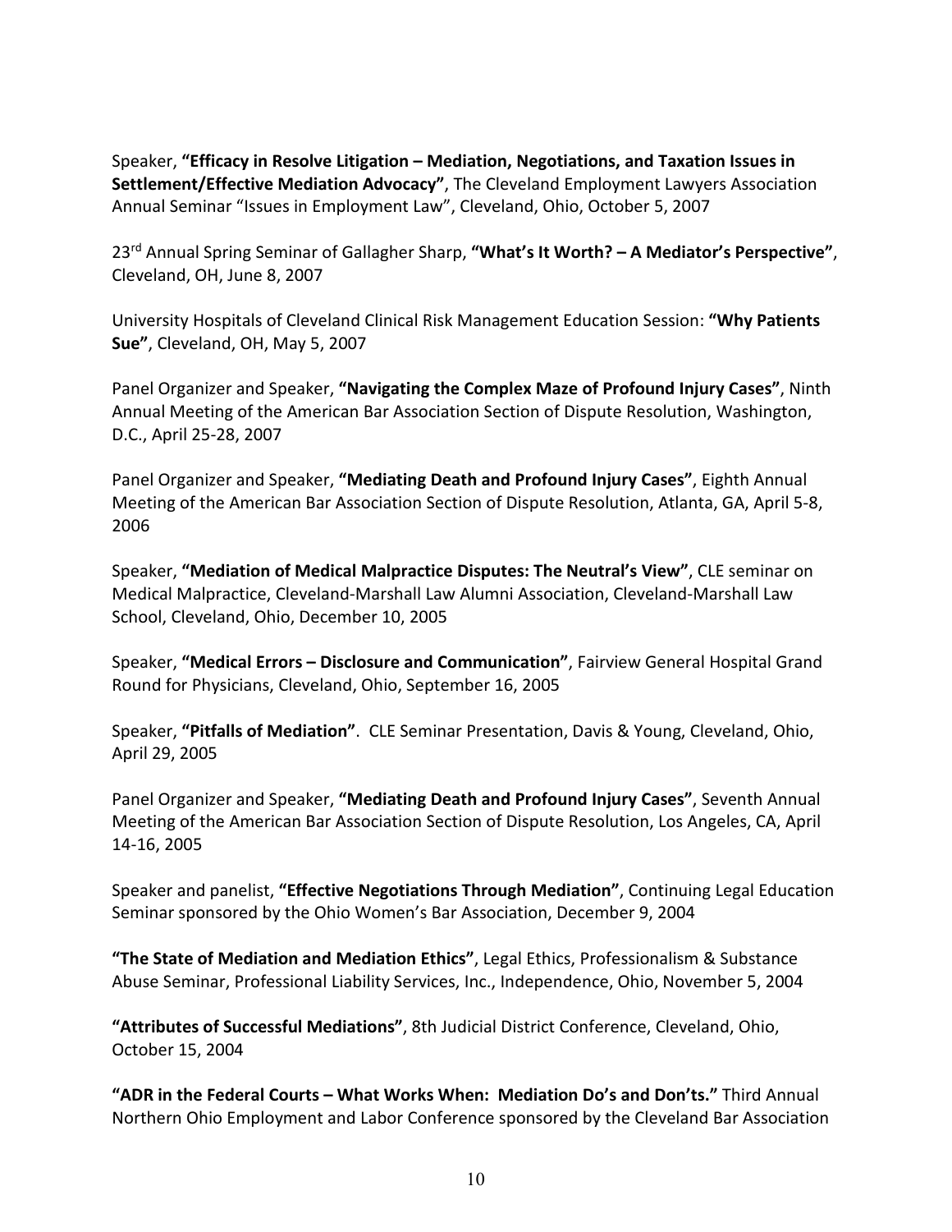Speaker, **"Efficacy in Resolve Litigation – Mediation, Negotiations, and Taxation Issues in Settlement/Effective Mediation Advocacy"**, The Cleveland Employment Lawyers Association Annual Seminar "Issues in Employment Law", Cleveland, Ohio, October 5, 2007

23rd Annual Spring Seminar of Gallagher Sharp, **"What's It Worth? – A Mediator's Perspective"**, Cleveland, OH, June 8, 2007

University Hospitals of Cleveland Clinical Risk Management Education Session: **"Why Patients Sue"**, Cleveland, OH, May 5, 2007

Panel Organizer and Speaker, **"Navigating the Complex Maze of Profound Injury Cases"**, Ninth Annual Meeting of the American Bar Association Section of Dispute Resolution, Washington, D.C., April 25-28, 2007

Panel Organizer and Speaker, **"Mediating Death and Profound Injury Cases"**, Eighth Annual Meeting of the American Bar Association Section of Dispute Resolution, Atlanta, GA, April 5-8, 2006

Speaker, **"Mediation of Medical Malpractice Disputes: The Neutral's View"**, CLE seminar on Medical Malpractice, Cleveland-Marshall Law Alumni Association, Cleveland-Marshall Law School, Cleveland, Ohio, December 10, 2005

Speaker, **"Medical Errors – Disclosure and Communication"**, Fairview General Hospital Grand Round for Physicians, Cleveland, Ohio, September 16, 2005

Speaker, **"Pitfalls of Mediation"**. CLE Seminar Presentation, Davis & Young, Cleveland, Ohio, April 29, 2005

Panel Organizer and Speaker, **"Mediating Death and Profound Injury Cases"**, Seventh Annual Meeting of the American Bar Association Section of Dispute Resolution, Los Angeles, CA, April 14-16, 2005

Speaker and panelist, **"Effective Negotiations Through Mediation"**, Continuing Legal Education Seminar sponsored by the Ohio Women's Bar Association, December 9, 2004

**"The State of Mediation and Mediation Ethics"**, Legal Ethics, Professionalism & Substance Abuse Seminar, Professional Liability Services, Inc., Independence, Ohio, November 5, 2004

**"Attributes of Successful Mediations"**, 8th Judicial District Conference, Cleveland, Ohio, October 15, 2004

**"ADR in the Federal Courts – What Works When: Mediation Do's and Don'ts."** Third Annual Northern Ohio Employment and Labor Conference sponsored by the Cleveland Bar Association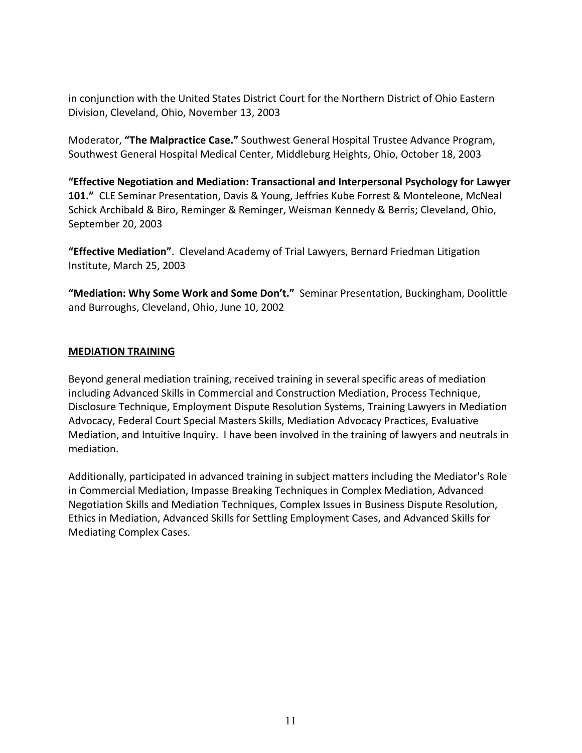in conjunction with the United States District Court for the Northern District of Ohio Eastern Division, Cleveland, Ohio, November 13, 2003

Moderator, **"The Malpractice Case."** Southwest General Hospital Trustee Advance Program, Southwest General Hospital Medical Center, Middleburg Heights, Ohio, October 18, 2003

**"Effective Negotiation and Mediation: Transactional and Interpersonal Psychology for Lawyer 101."** CLE Seminar Presentation, Davis & Young, Jeffries Kube Forrest & Monteleone, McNeal Schick Archibald & Biro, Reminger & Reminger, Weisman Kennedy & Berris; Cleveland, Ohio, September 20, 2003

**"Effective Mediation"**. Cleveland Academy of Trial Lawyers, Bernard Friedman Litigation Institute, March 25, 2003

**"Mediation: Why Some Work and Some Don't."** Seminar Presentation, Buckingham, Doolittle and Burroughs, Cleveland, Ohio, June 10, 2002

## MEDIATION TRAINING

Beyond general mediation training, received training in several specific areas of mediation including Advanced Skills in Commercial and Construction Mediation, Process Technique, Disclosure Technique, Employment Dispute Resolution Systems, Training Lawyers in Mediation Advocacy, Federal Court Special Masters Skills, Mediation Advocacy Practices, Evaluative Mediation, and Intuitive Inquiry. I have been involved in the training of lawyers and neutrals in mediation.

Additionally, participated in advanced training in subject matters including the Mediator's Role in Commercial Mediation, Impasse Breaking Techniques in Complex Mediation, Advanced Negotiation Skills and Mediation Techniques, Complex Issues in Business Dispute Resolution, Ethics in Mediation, Advanced Skills for Settling Employment Cases, and Advanced Skills for Mediating Complex Cases.